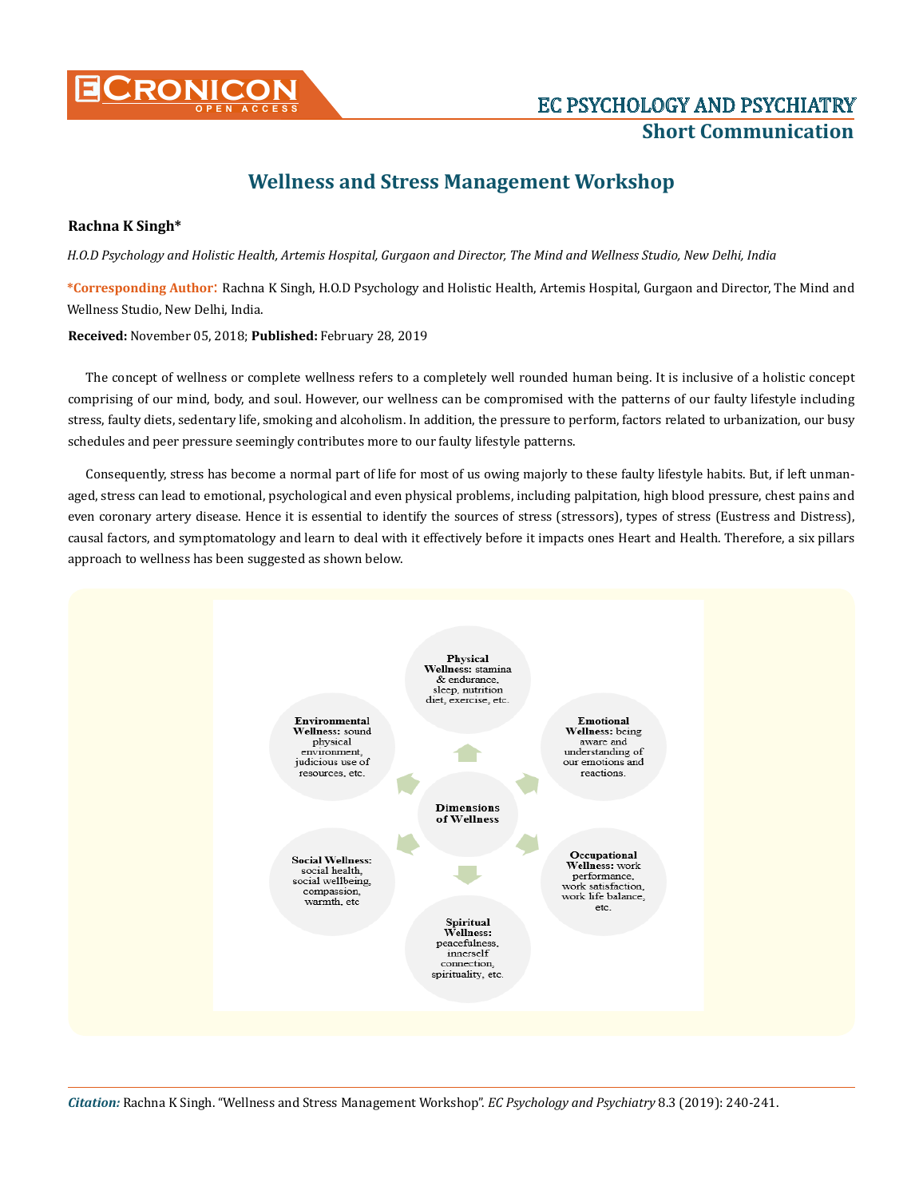# Wellness and Stress Management Workshop

**Rachna K Singh***

*H.O.D Psychology and Holistic Health, Artemis Hospital, Gurgaon and Director, The Mind and Wellness Studio, New Delhi, India*

**\*Corresponding Author**: Rachna K Singh, H.O.D Psychology and Holistic Health, Artemis Hospital, Gurgaon and Director, The Mind and Wellness Studio, New Delhi, India.

**Received:** November 05, 2018; **Published:** February 28, 2019

The concept of wellness or complete wellness refers to a completely well rounded human being. It is inclusive of a holistic concept comprising of our mind, body, and soul. However, our wellness can be compromised with the patterns of our faulty lifestyle including stress, faulty diets, sedentary life, smoking and alcoholism. In addition, the pressure to perform, factors related to urbanization, our busy schedules and peer pressure seemingly contributes more to our faulty lifestyle patterns.

Consequently, stress has become a normal part of life for most of us owing majorly to these faulty lifestyle habits. But, if left unmanaged, stress can lead to emotional, psychological and even physical problems, including palpitation, high blood pressure, chest pains and even coronary artery disease. Hence it is essential to identify the sources of stress (stressors), types of stress (Eustress and Distress), causal factors, and symptomatology and learn to deal with it effectively before it impacts ones Heart and Health. Therefore, a six pillars approach to wellness has been suggested as shown below.

**Dimensions of Wellness**

- **Physical Wellness:** stamina & endurance, sleep, nutrition diet, exercise, etc.
- **Emotional Wellness:** being aware and understanding of our emotions and reactions.
- **Occupational Wellness:** work performance, work satisfaction, work life balance, etc.
- **Spiritual Wellness:** peacefulness, innerself connection, spirituality, etc.
- **Social Wellness:** social health, social wellbeing, compassion, warmth, etc
- **Environmental Wellness:** sound physical environment, judicious use of resources, etc.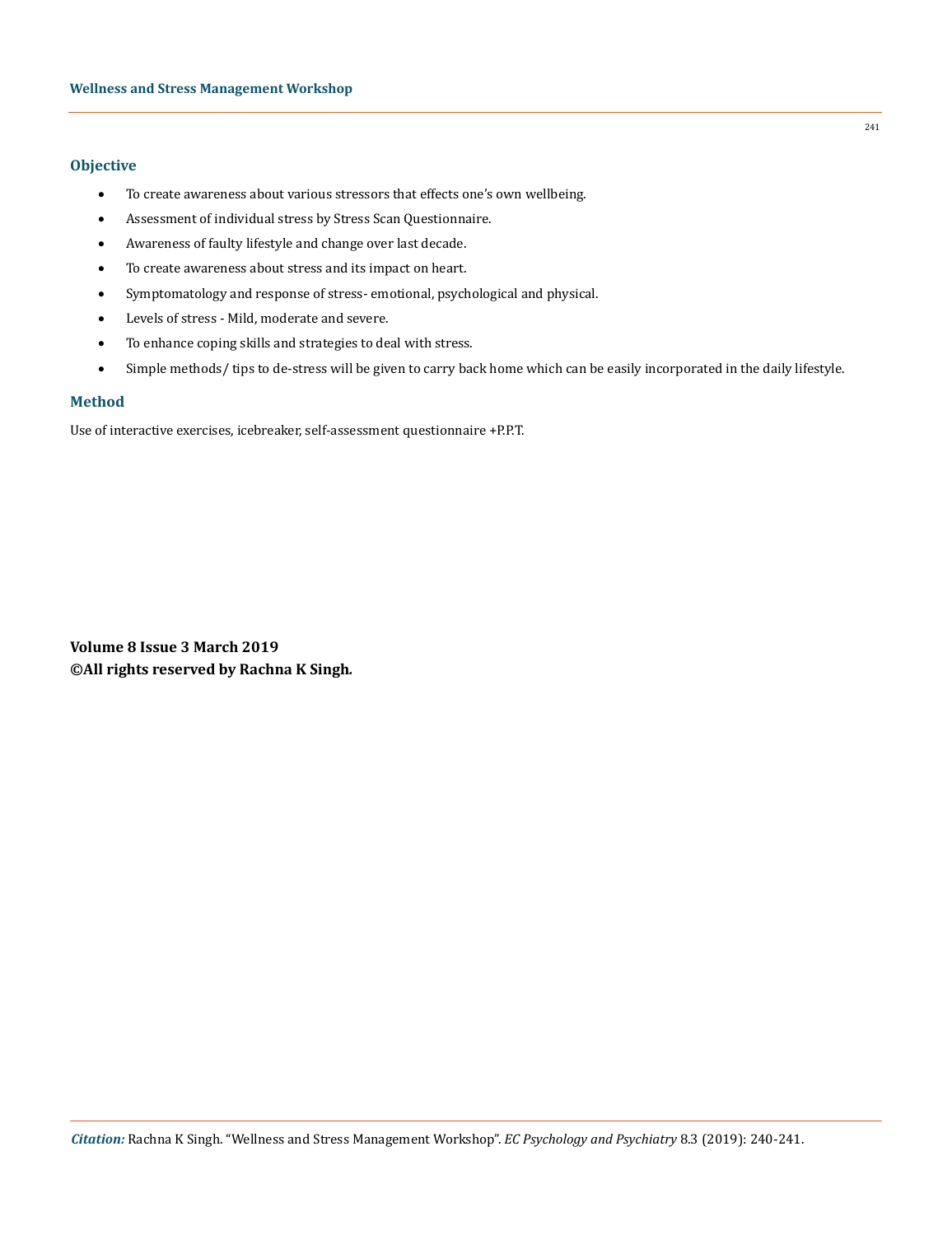## Objective

- To create awareness about various stressors that effects one's own wellbeing.
- Assessment of individual stress by Stress Scan Questionnaire.
- Awareness of faulty lifestyle and change over last decade.
- To create awareness about stress and its impact on heart.
- Symptomatology and response of stress- emotional, psychological and physical.
- Levels of stress - Mild, moderate and severe.
- To enhance coping skills and strategies to deal with stress.
- Simple methods/ tips to de-stress will be given to carry back home which can be easily incorporated in the daily lifestyle.

## Method

Use of interactive exercises, icebreaker, self-assessment questionnaire +P.P.T.

**Volume 8 Issue 3 March 2019**
**©All rights reserved by Rachna K Singh.**